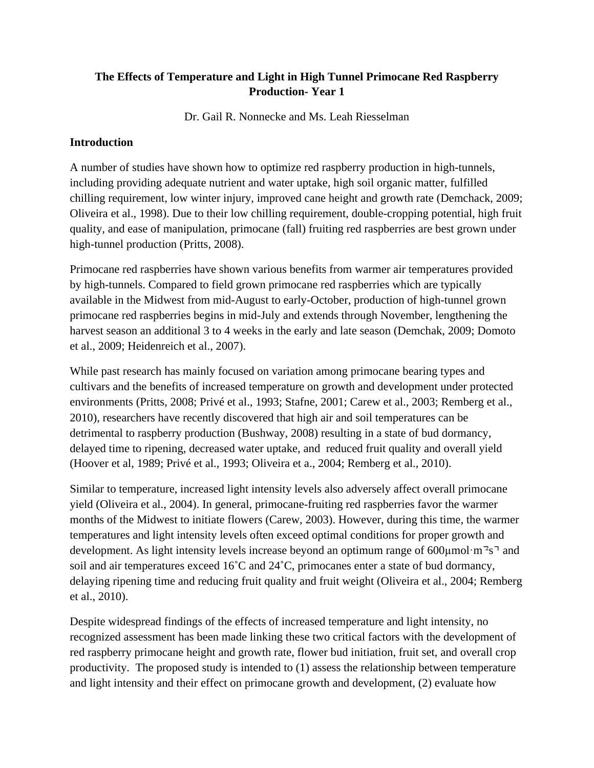# The Effects of Temperature and Light in High Tunnel Primocane Red Raspberry Production- Year 1

Dr. Gail R. Nonnecke and Ms. Leah Riesselman

## Introduction

A number of studies have shown how to optimize red raspberry production in high-tunnels, including providing adequate nutrient and water uptake, high soil organic matter, fulfilled chilling requirement, low winter injury, improved cane height and growth rate (Demchack, 2009; Oliveira et al., 1998). Due to their low chilling requirement, double-cropping potential, high fruit quality, and ease of manipulation, primocane (fall) fruiting red raspberries are best grown under high-tunnel production (Pritts, 2008).

Primocane red raspberries have shown various benefits from warmer air temperatures provided by high-tunnels. Compared to field grown primocane red raspberries which are typically available in the Midwest from mid-August to early-October, production of high-tunnel grown primocane red raspberries begins in mid-July and extends through November, lengthening the harvest season an additional 3 to 4 weeks in the early and late season (Demchak, 2009; Domoto et al., 2009; Heidenreich et al., 2007).

While past research has mainly focused on variation among primocane bearing types and cultivars and the benefits of increased temperature on growth and development under protected environments (Pritts, 2008; Privé et al., 1993; Stafne, 2001; Carew et al., 2003; Remberg et al., 2010), researchers have recently discovered that high air and soil temperatures can be detrimental to raspberry production (Bushway, 2008) resulting in a state of bud dormancy, delayed time to ripening, decreased water uptake, and reduced fruit quality and overall yield (Hoover et al, 1989; Privé et al., 1993; Oliveira et a., 2004; Remberg et al., 2010).

Similar to temperature, increased light intensity levels also adversely affect overall primocane yield (Oliveira et al., 2004). In general, primocane-fruiting red raspberries favor the warmer months of the Midwest to initiate flowers (Carew, 2003). However, during this time, the warmer temperatures and light intensity levels often exceed optimal conditions for proper growth and development. As light intensity levels increase beyond an optimum range of 600$\mu mol \cdot m^{-2} s^{-1}$ and soil and air temperatures exceed 16˚C and 24˚C, primocanes enter a state of bud dormancy, delaying ripening time and reducing fruit quality and fruit weight (Oliveira et al., 2004; Remberg et al., 2010).

Despite widespread findings of the effects of increased temperature and light intensity, no recognized assessment has been made linking these two critical factors with the development of red raspberry primocane height and growth rate, flower bud initiation, fruit set, and overall crop productivity. The proposed study is intended to (1) assess the relationship between temperature and light intensity and their effect on primocane growth and development, (2) evaluate how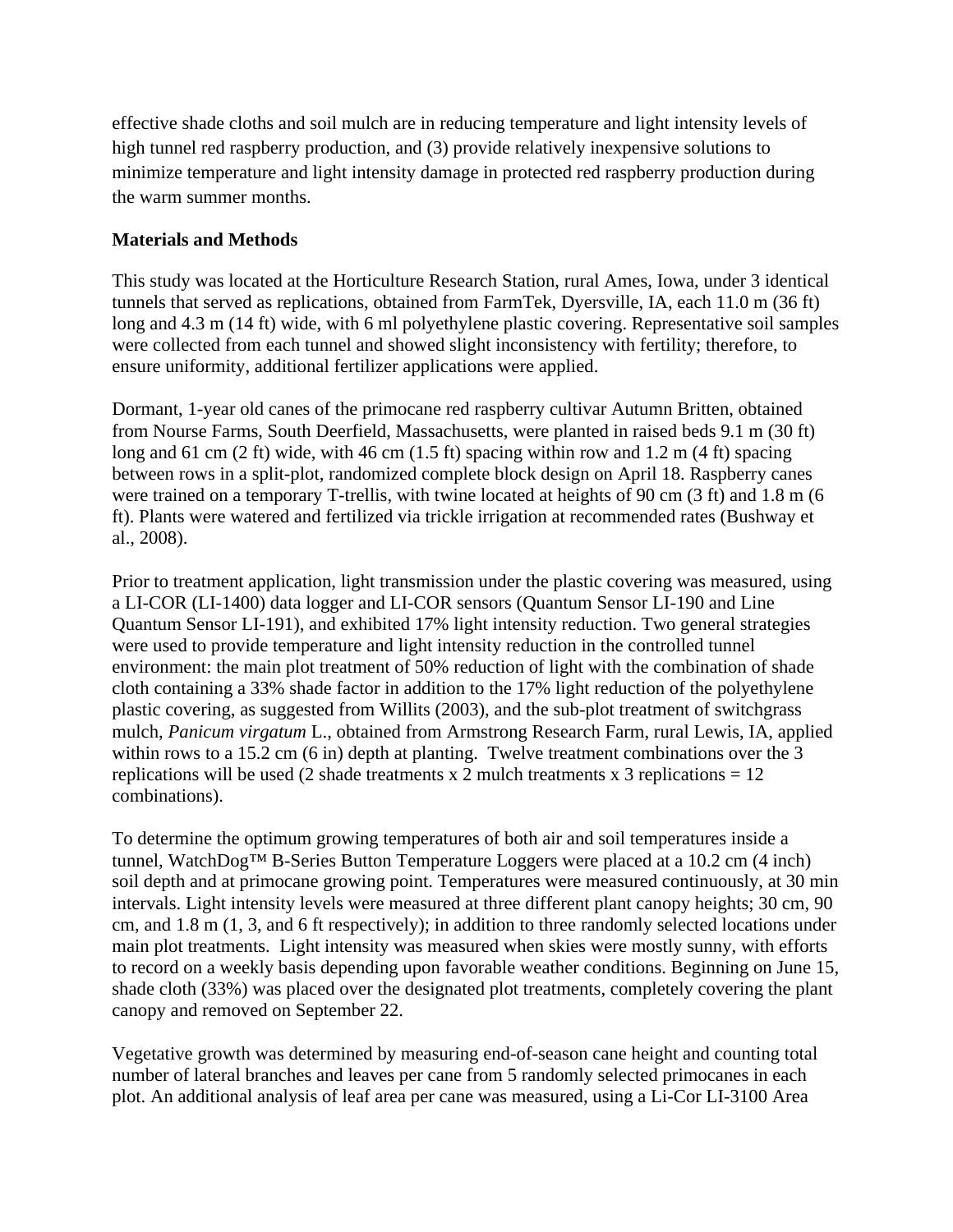effective shade cloths and soil mulch are in reducing temperature and light intensity levels of high tunnel red raspberry production, and (3) provide relatively inexpensive solutions to minimize temperature and light intensity damage in protected red raspberry production during the warm summer months.

**Materials and Methods**

This study was located at the Horticulture Research Station, rural Ames, Iowa, under 3 identical tunnels that served as replications, obtained from FarmTek, Dyersville, IA, each 11.0 m (36 ft) long and 4.3 m (14 ft) wide, with 6 ml polyethylene plastic covering. Representative soil samples were collected from each tunnel and showed slight inconsistency with fertility; therefore, to ensure uniformity, additional fertilizer applications were applied.

Dormant, 1-year old canes of the primocane red raspberry cultivar Autumn Britten, obtained from Nourse Farms, South Deerfield, Massachusetts, were planted in raised beds 9.1 m (30 ft) long and 61 cm (2 ft) wide, with 46 cm (1.5 ft) spacing within row and 1.2 m (4 ft) spacing between rows in a split-plot, randomized complete block design on April 18. Raspberry canes were trained on a temporary T-trellis, with twine located at heights of 90 cm (3 ft) and 1.8 m (6 ft). Plants were watered and fertilized via trickle irrigation at recommended rates (Bushway et al., 2008).

Prior to treatment application, light transmission under the plastic covering was measured, using a LI-COR (LI-1400) data logger and LI-COR sensors (Quantum Sensor LI-190 and Line Quantum Sensor LI-191), and exhibited 17% light intensity reduction. Two general strategies were used to provide temperature and light intensity reduction in the controlled tunnel environment: the main plot treatment of 50% reduction of light with the combination of shade cloth containing a 33% shade factor in addition to the 17% light reduction of the polyethylene plastic covering, as suggested from Willits (2003), and the sub-plot treatment of switchgrass mulch, *Panicum virgatum* L., obtained from Armstrong Research Farm, rural Lewis, IA, applied within rows to a 15.2 cm (6 in) depth at planting. Twelve treatment combinations over the 3 replications will be used (2 shade treatments x 2 mulch treatments x 3 replications = 12 combinations).

To determine the optimum growing temperatures of both air and soil temperatures inside a tunnel, WatchDog™ B-Series Button Temperature Loggers were placed at a 10.2 cm (4 inch) soil depth and at primocane growing point. Temperatures were measured continuously, at 30 min intervals. Light intensity levels were measured at three different plant canopy heights; 30 cm, 90 cm, and 1.8 m (1, 3, and 6 ft respectively); in addition to three randomly selected locations under main plot treatments. Light intensity was measured when skies were mostly sunny, with efforts to record on a weekly basis depending upon favorable weather conditions. Beginning on June 15, shade cloth (33%) was placed over the designated plot treatments, completely covering the plant canopy and removed on September 22.

Vegetative growth was determined by measuring end-of-season cane height and counting total number of lateral branches and leaves per cane from 5 randomly selected primocanes in each plot. An additional analysis of leaf area per cane was measured, using a Li-Cor LI-3100 Area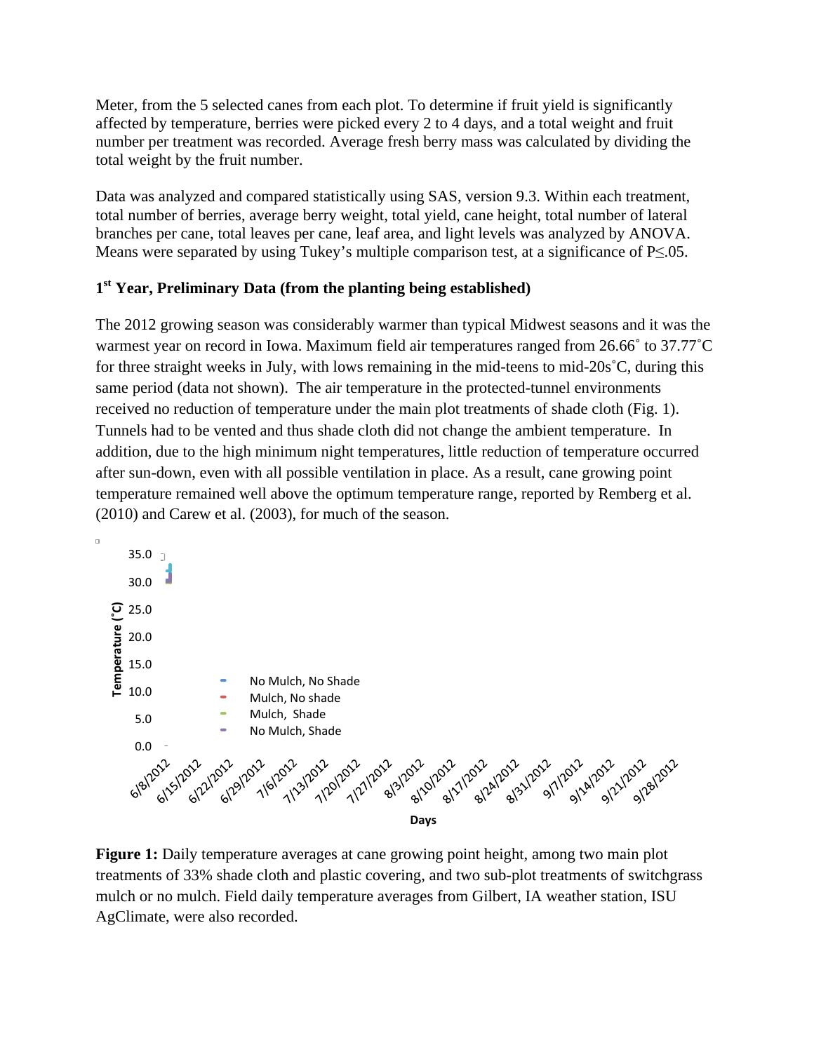Meter, from the 5 selected canes from each plot. To determine if fruit yield is significantly affected by temperature, berries were picked every 2 to 4 days, and a total weight and fruit number per treatment was recorded. Average fresh berry mass was calculated by dividing the total weight by the fruit number.

Data was analyzed and compared statistically using SAS, version 9.3. Within each treatment, total number of berries, average berry weight, total yield, cane height, total number of lateral branches per cane, total leaves per cane, leaf area, and light levels was analyzed by ANOVA. Means were separated by using Tukey's multiple comparison test, at a significance of P≤.05.

**1st Year, Preliminary Data (from the planting being established)**

The 2012 growing season was considerably warmer than typical Midwest seasons and it was the warmest year on record in Iowa. Maximum field air temperatures ranged from 26.66˚ to 37.77˚C for three straight weeks in July, with lows remaining in the mid-teens to mid-20s˚C, during this same period (data not shown). The air temperature in the protected-tunnel environments received no reduction of temperature under the main plot treatments of shade cloth (Fig. 1). Tunnels had to be vented and thus shade cloth did not change the ambient temperature. In addition, due to the high minimum night temperatures, little reduction of temperature occurred after sun-down, even with all possible ventilation in place. As a result, cane growing point temperature remained well above the optimum temperature range, reported by Remberg et al. (2010) and Carew et al. (2003), for much of the season.

**Figure 1:** Daily temperature averages at cane growing point height, among two main plot treatments of 33% shade cloth and plastic covering, and two sub-plot treatments of switchgrass mulch or no mulch. Field daily temperature averages from Gilbert, IA weather station, ISU AgClimate, were also recorded.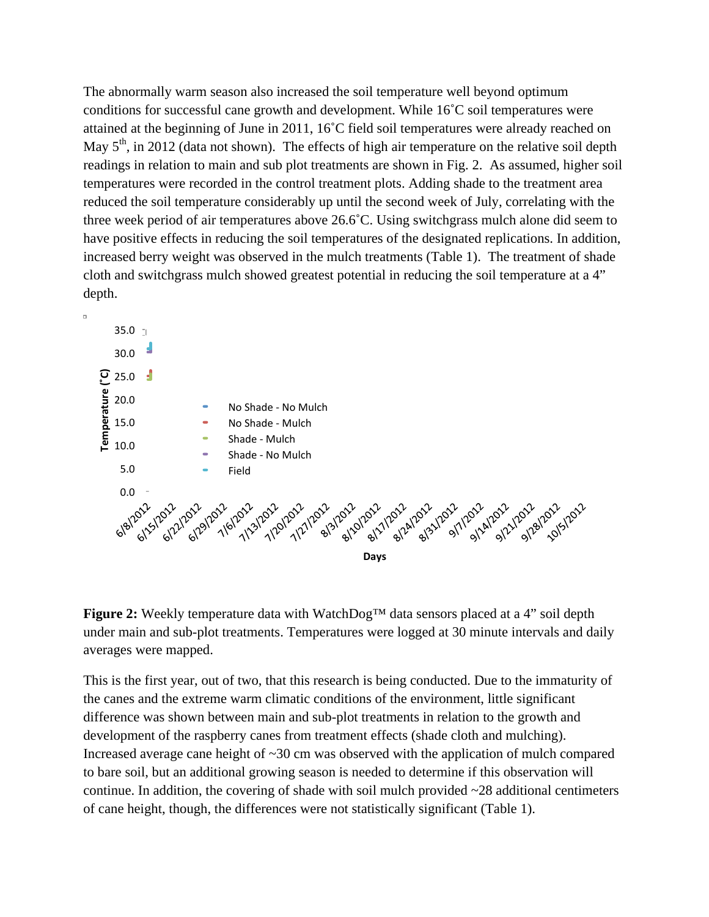The abnormally warm season also increased the soil temperature well beyond optimum conditions for successful cane growth and development. While 16˚C soil temperatures were attained at the beginning of June in 2011, 16˚C field soil temperatures were already reached on May 5th, in 2012 (data not shown). The effects of high air temperature on the relative soil depth readings in relation to main and sub plot treatments are shown in Fig. 2. As assumed, higher soil temperatures were recorded in the control treatment plots. Adding shade to the treatment area reduced the soil temperature considerably up until the second week of July, correlating with the three week period of air temperatures above 26.6˚C. Using switchgrass mulch alone did seem to have positive effects in reducing the soil temperatures of the designated replications. In addition, increased berry weight was observed in the mulch treatments (Table 1). The treatment of shade cloth and switchgrass mulch showed greatest potential in reducing the soil temperature at a 4" depth.

Temperature (˚C): 35.0, 30.0, 25.0, 20.0, 15.0, 10.0, 5.0, 0.0

Legend: No Shade - No Mulch; No Shade - Mulch; Shade - Mulch; Shade - No Mulch; Field

Days: 6/8/2012, 6/15/2012, 6/22/2012, 6/29/2012, 7/6/2012, 7/13/2012, 7/20/2012, 7/27/2012, 8/3/2012, 8/10/2012, 8/17/2012, 8/24/2012, 8/31/2012, 9/7/2012, 9/14/2012, 9/21/2012, 9/28/2012, 10/5/2012

**Figure 2:** Weekly temperature data with WatchDog™ data sensors placed at a 4" soil depth under main and sub-plot treatments. Temperatures were logged at 30 minute intervals and daily averages were mapped.

This is the first year, out of two, that this research is being conducted. Due to the immaturity of the canes and the extreme warm climatic conditions of the environment, little significant difference was shown between main and sub-plot treatments in relation to the growth and development of the raspberry canes from treatment effects (shade cloth and mulching). Increased average cane height of ~30 cm was observed with the application of mulch compared to bare soil, but an additional growing season is needed to determine if this observation will continue. In addition, the covering of shade with soil mulch provided ~28 additional centimeters of cane height, though, the differences were not statistically significant (Table 1).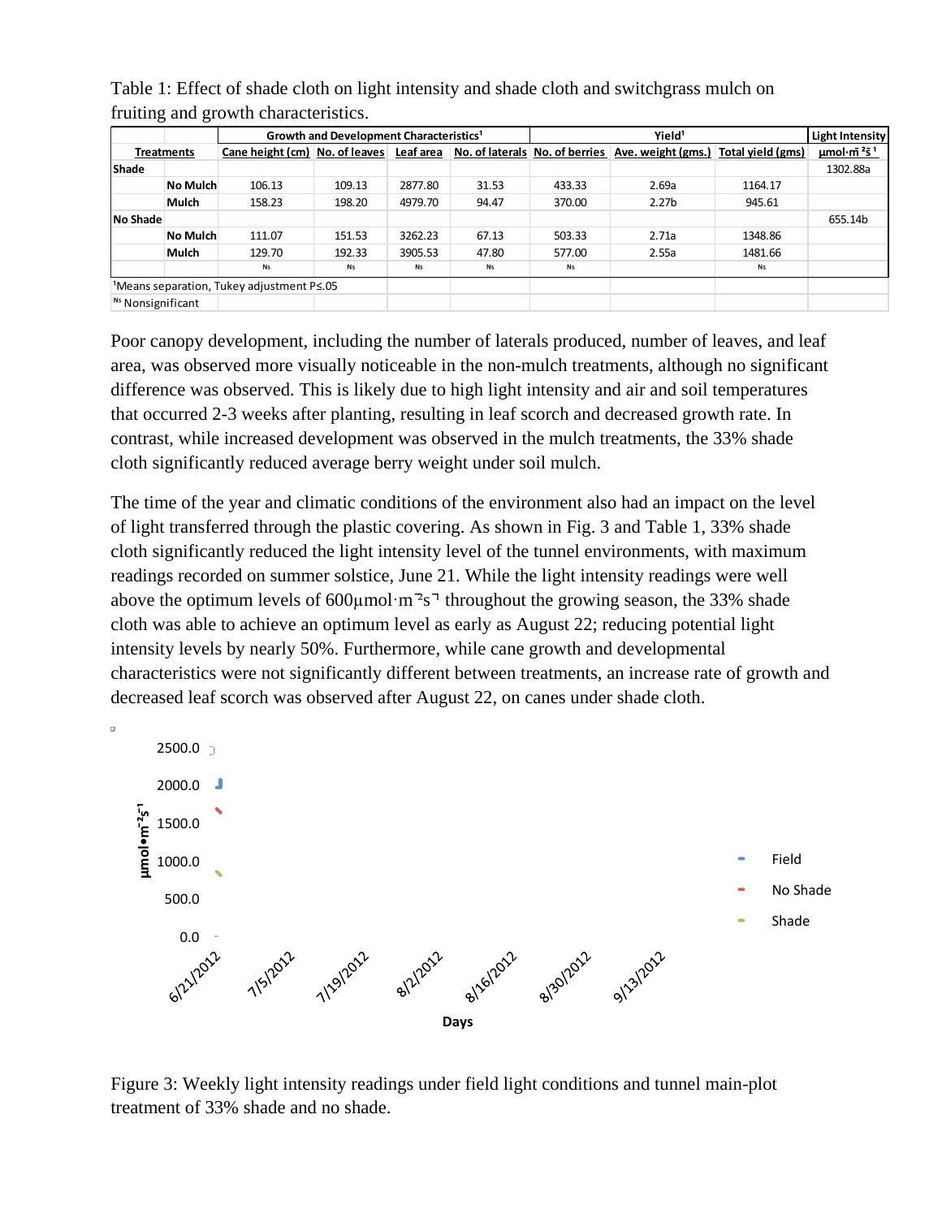Table 1: Effect of shade cloth on light intensity and shade cloth and switchgrass mulch on fruiting and growth characteristics.

| Treatments | | Growth and Development Characteristics[1] | | | | Yield[1] | | | Light Intensity |
|---|---|---|---|---|---|---|---|---|---|
| | | Cane height (cm) | No. of leaves | Leaf area | No. of laterals | No. of berries | Ave. weight (gms.) | Total yield (gms) | $\mu mol \cdot m^{-2} s^{-1}$ |
| Shade | | | | | | | | | 1302.88a |
| | No Mulch | 106.13 | 109.13 | 2877.80 | 31.53 | 433.33 | 2.69a | 1164.17 | |
| | Mulch | 158.23 | 198.20 | 4979.70 | 94.47 | 370.00 | 2.27b | 945.61 | |
| No Shade | | | | | | | | | 655.14b |
| | No Mulch | 111.07 | 151.53 | 3262.23 | 67.13 | 503.33 | 2.71a | 1348.86 | |
| | Mulch | 129.70 | 192.33 | 3905.53 | 47.80 | 577.00 | 2.55a | 1481.66 | |
| | | Ns | Ns | Ns | Ns | Ns | | Ns | |

[1]Means separation, Tukey adjustment P≤.05

[Ns] Nonsignificant

Poor canopy development, including the number of laterals produced, number of leaves, and leaf area, was observed more visually noticeable in the non-mulch treatments, although no significant difference was observed. This is likely due to high light intensity and air and soil temperatures that occurred 2-3 weeks after planting, resulting in leaf scorch and decreased growth rate. In contrast, while increased development was observed in the mulch treatments, the 33% shade cloth significantly reduced average berry weight under soil mulch.

The time of the year and climatic conditions of the environment also had an impact on the level of light transferred through the plastic covering. As shown in Fig. 3 and Table 1, 33% shade cloth significantly reduced the light intensity level of the tunnel environments, with maximum readings recorded on summer solstice, June 21. While the light intensity readings were well above the optimum levels of $600 \mu mol \cdot m^{-2} s^{-1}$ throughout the growing season, the 33% shade cloth was able to achieve an optimum level as early as August 22; reducing potential light intensity levels by nearly 50%. Furthermore, while cane growth and developmental characteristics were not significantly different between treatments, an increase rate of growth and decreased leaf scorch was observed after August 22, on canes under shade cloth.

Figure 3: Weekly light intensity readings under field light conditions and tunnel main-plot treatment of 33% shade and no shade.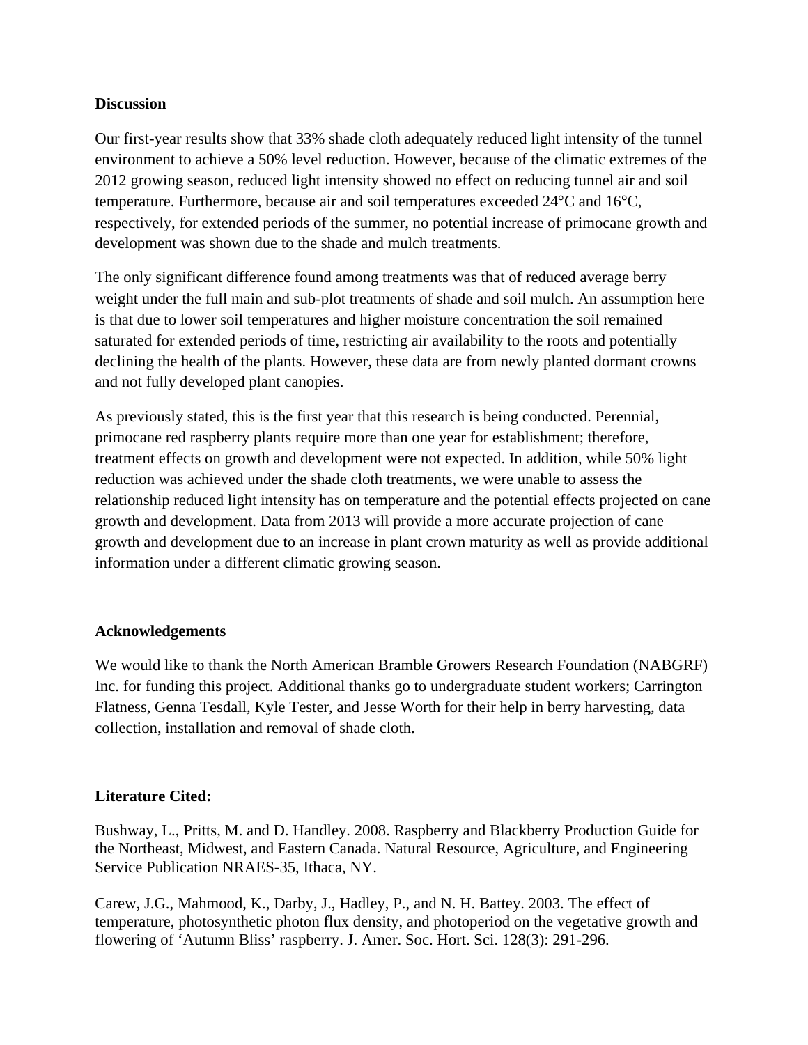**Discussion**

Our first-year results show that 33% shade cloth adequately reduced light intensity of the tunnel environment to achieve a 50% level reduction. However, because of the climatic extremes of the 2012 growing season, reduced light intensity showed no effect on reducing tunnel air and soil temperature. Furthermore, because air and soil temperatures exceeded 24°C and 16°C, respectively, for extended periods of the summer, no potential increase of primocane growth and development was shown due to the shade and mulch treatments.

The only significant difference found among treatments was that of reduced average berry weight under the full main and sub-plot treatments of shade and soil mulch. An assumption here is that due to lower soil temperatures and higher moisture concentration the soil remained saturated for extended periods of time, restricting air availability to the roots and potentially declining the health of the plants. However, these data are from newly planted dormant crowns and not fully developed plant canopies.

As previously stated, this is the first year that this research is being conducted. Perennial, primocane red raspberry plants require more than one year for establishment; therefore, treatment effects on growth and development were not expected. In addition, while 50% light reduction was achieved under the shade cloth treatments, we were unable to assess the relationship reduced light intensity has on temperature and the potential effects projected on cane growth and development. Data from 2013 will provide a more accurate projection of cane growth and development due to an increase in plant crown maturity as well as provide additional information under a different climatic growing season.

**Acknowledgements**

We would like to thank the North American Bramble Growers Research Foundation (NABGRF) Inc. for funding this project. Additional thanks go to undergraduate student workers; Carrington Flatness, Genna Tesdall, Kyle Tester, and Jesse Worth for their help in berry harvesting, data collection, installation and removal of shade cloth.

**Literature Cited:**

Bushway, L., Pritts, M. and D. Handley. 2008. Raspberry and Blackberry Production Guide for the Northeast, Midwest, and Eastern Canada. Natural Resource, Agriculture, and Engineering Service Publication NRAES-35, Ithaca, NY.

Carew, J.G., Mahmood, K., Darby, J., Hadley, P., and N. H. Battey. 2003. The effect of temperature, photosynthetic photon flux density, and photoperiod on the vegetative growth and flowering of 'Autumn Bliss' raspberry. J. Amer. Soc. Hort. Sci. 128(3): 291-296.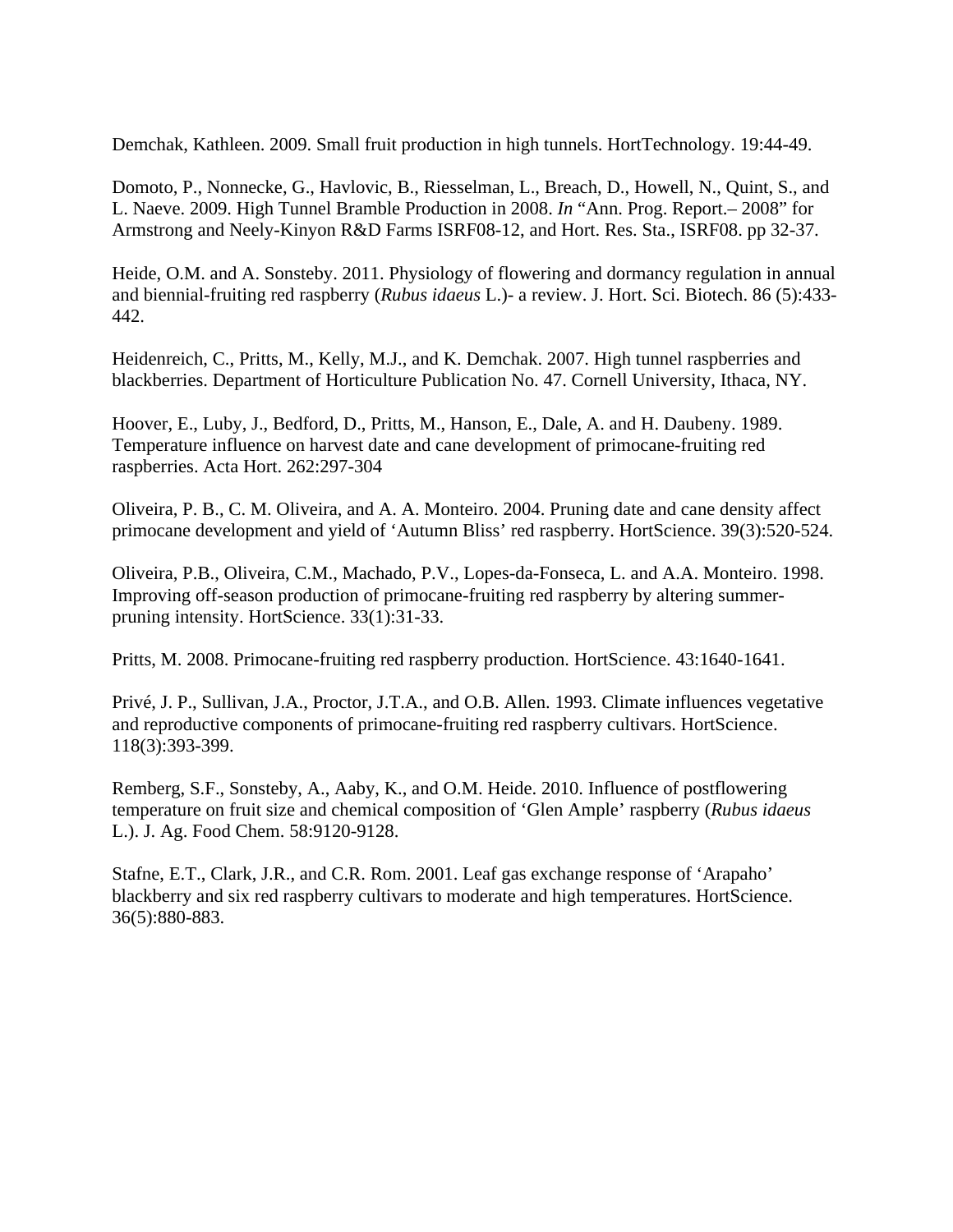Demchak, Kathleen. 2009. Small fruit production in high tunnels. HortTechnology. 19:44-49.

Domoto, P., Nonnecke, G., Havlovic, B., Riesselman, L., Breach, D., Howell, N., Quint, S., and L. Naeve. 2009. High Tunnel Bramble Production in 2008. *In* "Ann. Prog. Report.– 2008" for Armstrong and Neely-Kinyon R&D Farms ISRF08-12, and Hort. Res. Sta., ISRF08. pp 32-37.

Heide, O.M. and A. Sonsteby. 2011. Physiology of flowering and dormancy regulation in annual and biennial-fruiting red raspberry (*Rubus idaeus* L.)- a review. J. Hort. Sci. Biotech. 86 (5):433-442.

Heidenreich, C., Pritts, M., Kelly, M.J., and K. Demchak. 2007. High tunnel raspberries and blackberries. Department of Horticulture Publication No. 47. Cornell University, Ithaca, NY.

Hoover, E., Luby, J., Bedford, D., Pritts, M., Hanson, E., Dale, A. and H. Daubeny. 1989. Temperature influence on harvest date and cane development of primocane-fruiting red raspberries. Acta Hort. 262:297-304

Oliveira, P. B., C. M. Oliveira, and A. A. Monteiro. 2004. Pruning date and cane density affect primocane development and yield of 'Autumn Bliss' red raspberry. HortScience. 39(3):520-524.

Oliveira, P.B., Oliveira, C.M., Machado, P.V., Lopes-da-Fonseca, L. and A.A. Monteiro. 1998. Improving off-season production of primocane-fruiting red raspberry by altering summer-pruning intensity. HortScience. 33(1):31-33.

Pritts, M. 2008. Primocane-fruiting red raspberry production. HortScience. 43:1640-1641.

Privé, J. P., Sullivan, J.A., Proctor, J.T.A., and O.B. Allen. 1993. Climate influences vegetative and reproductive components of primocane-fruiting red raspberry cultivars. HortScience. 118(3):393-399.

Remberg, S.F., Sonsteby, A., Aaby, K., and O.M. Heide. 2010. Influence of postflowering temperature on fruit size and chemical composition of 'Glen Ample' raspberry (*Rubus idaeus* L.). J. Ag. Food Chem. 58:9120-9128.

Stafne, E.T., Clark, J.R., and C.R. Rom. 2001. Leaf gas exchange response of 'Arapaho' blackberry and six red raspberry cultivars to moderate and high temperatures. HortScience. 36(5):880-883.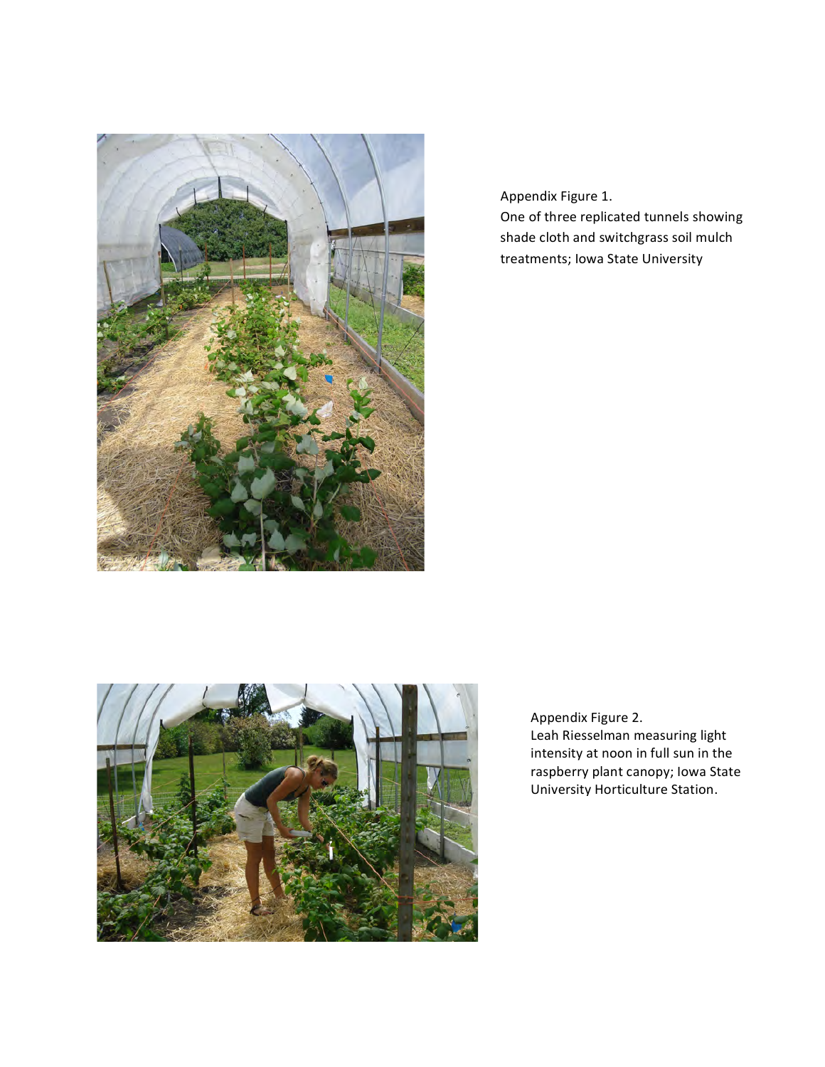Appendix Figure 1.
One of three replicated tunnels showing shade cloth and switchgrass soil mulch treatments; Iowa State University

Appendix Figure 2.
Leah Riesselman measuring light intensity at noon in full sun in the raspberry plant canopy; Iowa State University Horticulture Station.